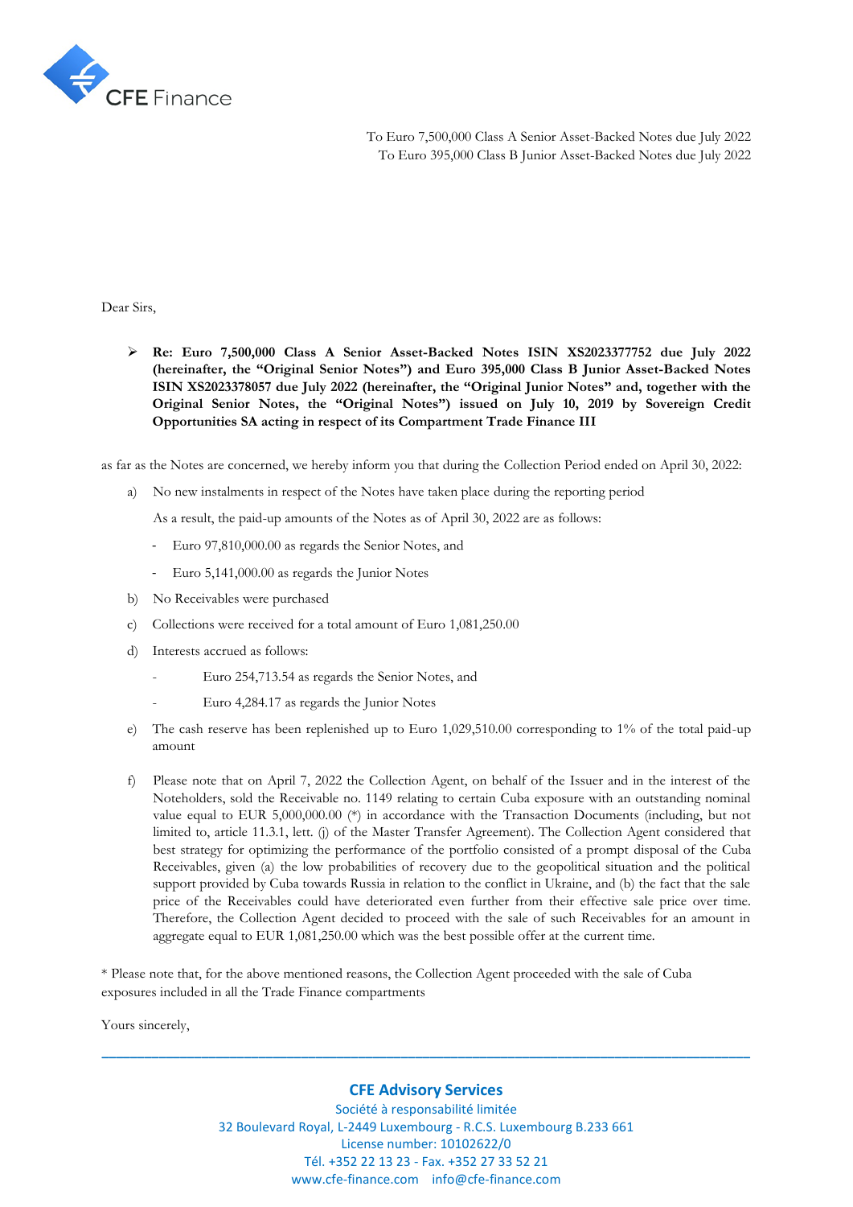CFE Finance

To Euro 7,500,000 Class A Senior Asset-Backed Notes due July 2022
To Euro 395,000 Class B Junior Asset-Backed Notes due July 2022

Dear Sirs,

- **Re: Euro 7,500,000 Class A Senior Asset-Backed Notes ISIN XS2023377752 due July 2022 (hereinafter, the "Original Senior Notes") and Euro 395,000 Class B Junior Asset-Backed Notes ISIN XS2023378057 due July 2022 (hereinafter, the "Original Junior Notes" and, together with the Original Senior Notes, the "Original Notes") issued on July 10, 2019 by Sovereign Credit Opportunities SA acting in respect of its Compartment Trade Finance III**

as far as the Notes are concerned, we hereby inform you that during the Collection Period ended on April 30, 2022:

a) No new instalments in respect of the Notes have taken place during the reporting period

   As a result, the paid-up amounts of the Notes as of April 30, 2022 are as follows:

   - Euro 97,810,000.00 as regards the Senior Notes, and
   - Euro 5,141,000.00 as regards the Junior Notes

b) No Receivables were purchased

c) Collections were received for a total amount of Euro 1,081,250.00

d) Interests accrued as follows:

   - Euro 254,713.54 as regards the Senior Notes, and
   - Euro 4,284.17 as regards the Junior Notes

e) The cash reserve has been replenished up to Euro 1,029,510.00 corresponding to 1% of the total paid-up amount

f) Please note that on April 7, 2022 the Collection Agent, on behalf of the Issuer and in the interest of the Noteholders, sold the Receivable no. 1149 relating to certain Cuba exposure with an outstanding nominal value equal to EUR 5,000,000.00 (*) in accordance with the Transaction Documents (including, but not limited to, article 11.3.1, lett. (j) of the Master Transfer Agreement). The Collection Agent considered that best strategy for optimizing the performance of the portfolio consisted of a prompt disposal of the Cuba Receivables, given (a) the low probabilities of recovery due to the geopolitical situation and the political support provided by Cuba towards Russia in relation to the conflict in Ukraine, and (b) the fact that the sale price of the Receivables could have deteriorated even further from their effective sale price over time. Therefore, the Collection Agent decided to proceed with the sale of such Receivables for an amount in aggregate equal to EUR 1,081,250.00 which was the best possible offer at the current time.

\* Please note that, for the above mentioned reasons, the Collection Agent proceeded with the sale of Cuba exposures included in all the Trade Finance compartments

Yours sincerely,

**CFE Advisory Services**
Société à responsabilité limitée
32 Boulevard Royal, L-2449 Luxembourg - R.C.S. Luxembourg B.233 661
License number: 10102622/0
Tél. +352 22 13 23 - Fax. +352 27 33 52 21
www.cfe-finance.com info@cfe-finance.com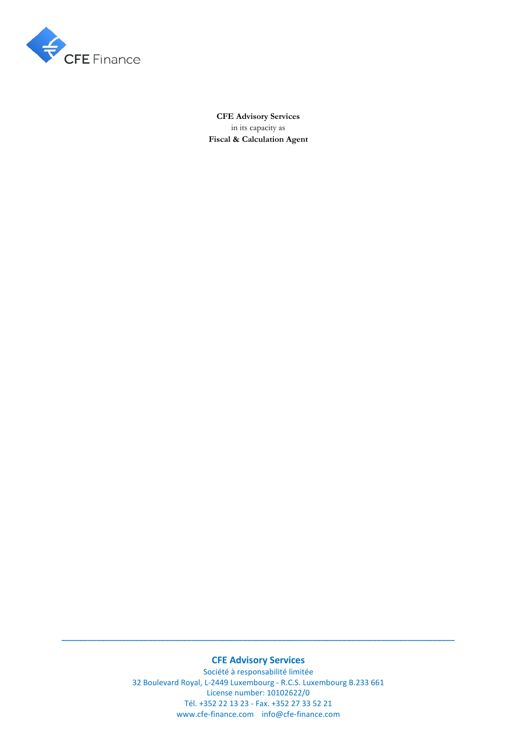**CFE Advisory Services**
in its capacity as
**Fiscal & Calculation Agent**

---

**CFE Advisory Services**
Société à responsabilité limitée
32 Boulevard Royal, L-2449 Luxembourg - R.C.S. Luxembourg B.233 661
License number: 10102622/0
Tél. +352 22 13 23 - Fax. +352 27 33 52 21
www.cfe-finance.com info@cfe-finance.com